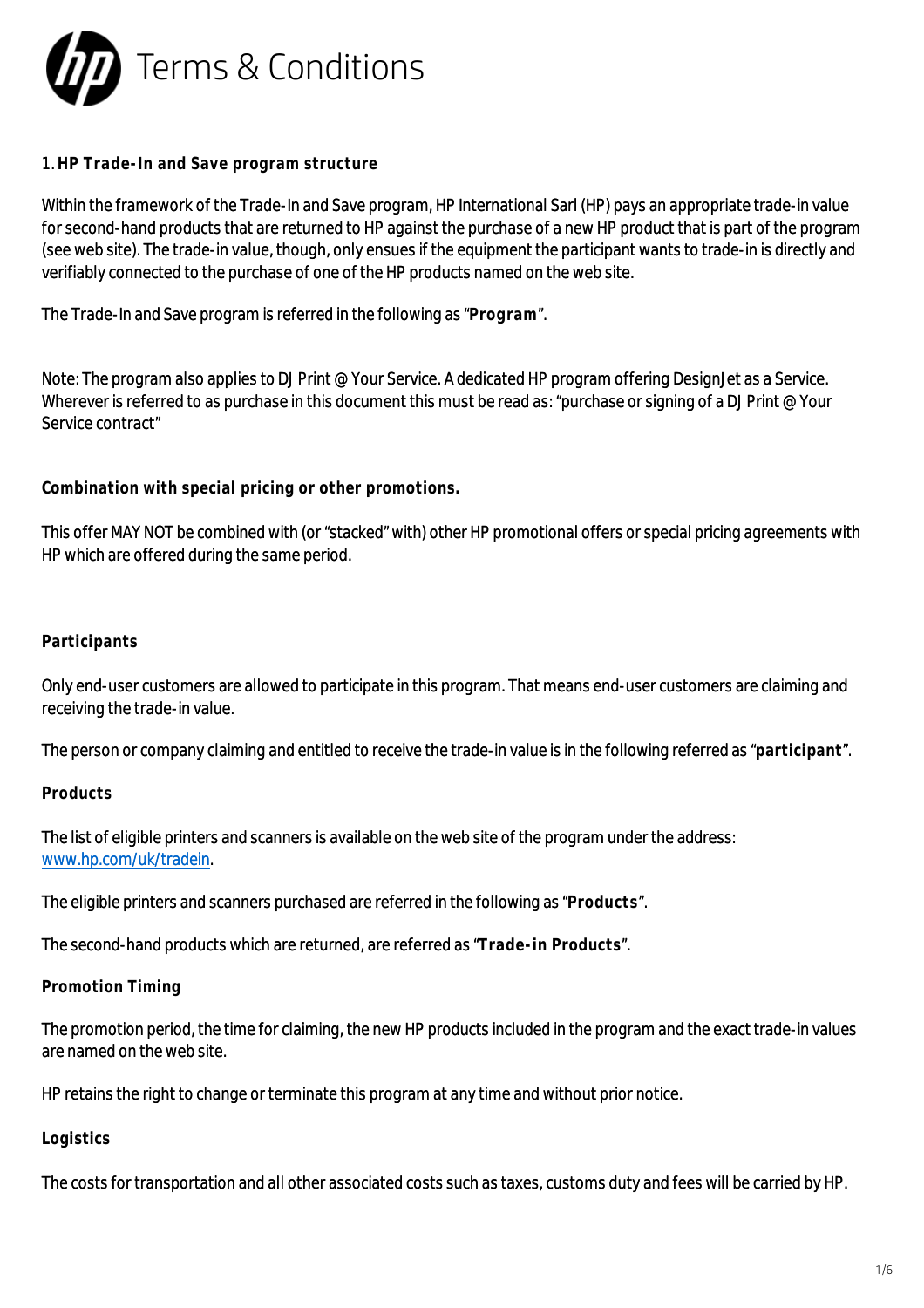# Terms & Conditions

## 1. HP Trade-In and Save program structure

Within the framework of the Trade-In and Save program, HP International Sarl (HP) pays an appropriate trade-in value for second-hand products that are returned to HP against the purchase of a new HP product that is part of the program (see web site). The trade-in value, though, only ensues if the equipment the participant wants to trade-in is directly and verifiably connected to the purchase of one of the HP products named on the web site.

The Trade-In and Save program is referred in the following as "**Program**".

Note: The program also applies to DJ Print @ Your Service. A dedicated HP program offering DesignJet as a Service. Wherever is referred to as purchase in this document this must be read as: "purchase or signing of a DJ Print @ Your Service contract"

### Combination with special pricing or other promotions.

This offer MAY NOT be combined with (or "stacked" with) other HP promotional offers or special pricing agreements with HP which are offered during the same period.

### Participants

Only end-user customers are allowed to participate in this program. That means end-user customers are claiming and receiving the trade-in value.

The person or company claiming and entitled to receive the trade-in value is in the following referred as "**participant**".

### Products

The list of eligible printers and scanners is available on the web site of the program under the address: [www.hp.com/uk/tradein](http://www.hp.com/uk/tradein).

The eligible printers and scanners purchased are referred in the following as "**Products**".

The second-hand products which are returned, are referred as "**Trade-in Products**".

### Promotion Timing

The promotion period, the time for claiming, the new HP products included in the program and the exact trade-in values are named on the web site.

HP retains the right to change or terminate this program at any time and without prior notice.

### Logistics

The costs for transportation and all other associated costs such as taxes, customs duty and fees will be carried by HP.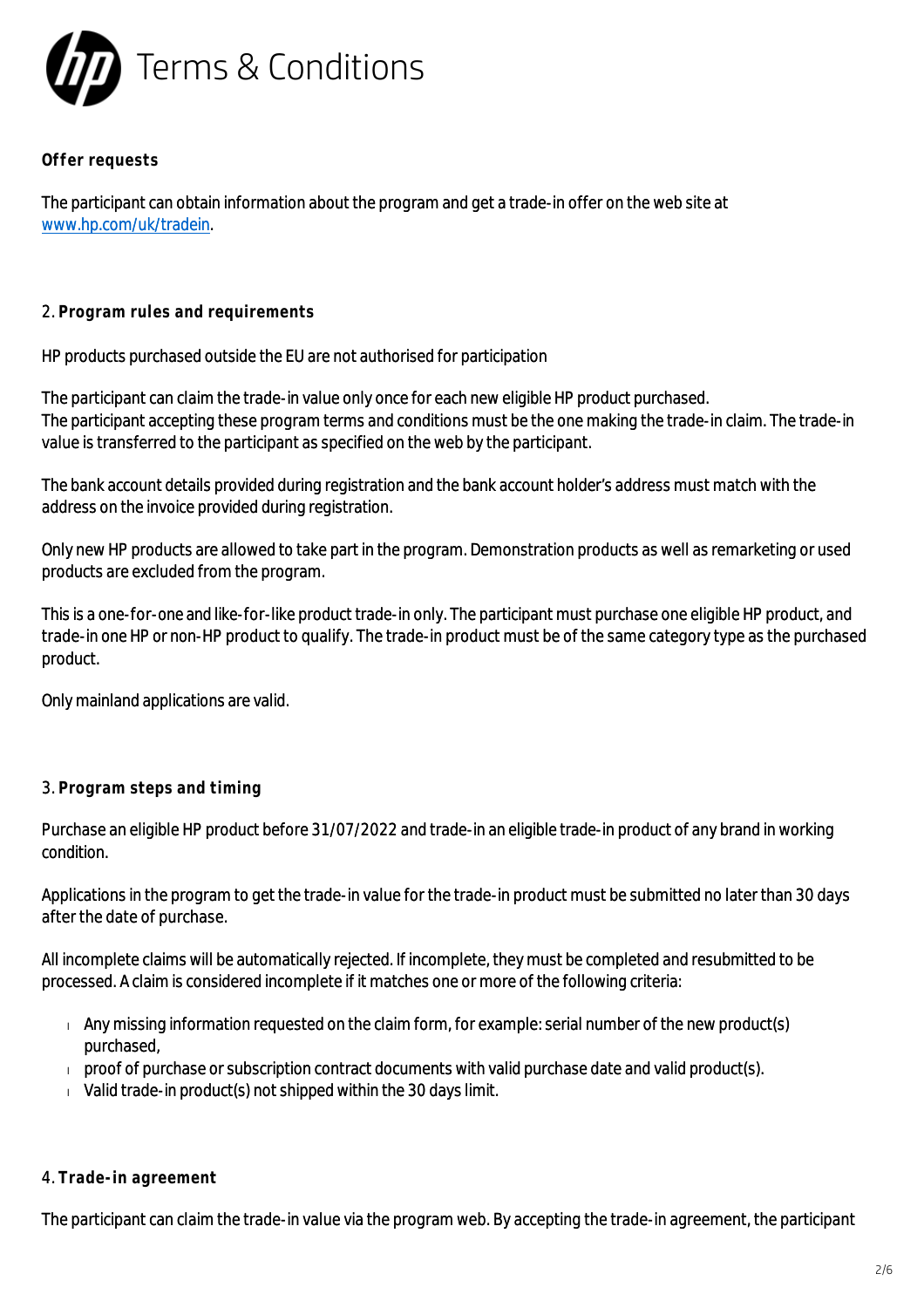# Terms & Conditions

**Offer requests**

The participant can obtain information about the program and get a trade-in offer on the web site at [www.hp.com/uk/tradein](www.hp.com/uk/tradein).

2. **Program rules and requirements**

HP products purchased outside the EU are not authorised for participation

The participant can claim the trade-in value only once for each new eligible HP product purchased.
The participant accepting these program terms and conditions must be the one making the trade-in claim. The trade-in value is transferred to the participant as specified on the web by the participant.

The bank account details provided during registration and the bank account holder's address must match with the address on the invoice provided during registration.

Only new HP products are allowed to take part in the program. Demonstration products as well as remarketing or used products are excluded from the program.

This is a one-for-one and like-for-like product trade-in only. The participant must purchase one eligible HP product, and trade-in one HP or non-HP product to qualify. The trade-in product must be of the same category type as the purchased product.

Only mainland applications are valid.

3. **Program steps and timing**

Purchase an eligible HP product before 31/07/2022 and trade-in an eligible trade-in product of any brand in working condition.

Applications in the program to get the trade-in value for the trade-in product must be submitted no later than 30 days after the date of purchase.

All incomplete claims will be automatically rejected. If incomplete, they must be completed and resubmitted to be processed. A claim is considered incomplete if it matches one or more of the following criteria:

- Any missing information requested on the claim form, for example: serial number of the new product(s) purchased,
- proof of purchase or subscription contract documents with valid purchase date and valid product(s).
- Valid trade-in product(s) not shipped within the 30 days limit.

4. **Trade-in agreement**

The participant can claim the trade-in value via the program web. By accepting the trade-in agreement, the participant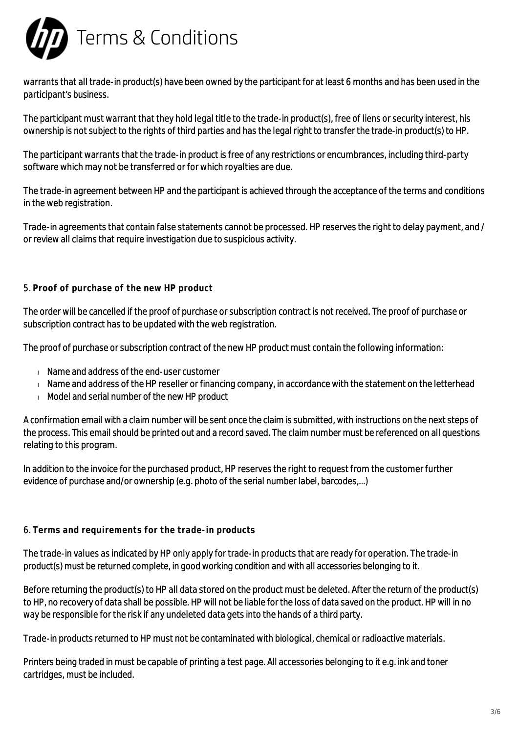warrants that all trade-in product(s) have been owned by the participant for at least 6 months and has been used in the participant's business.

The participant must warrant that they hold legal title to the trade-in product(s), free of liens or security interest, his ownership is not subject to the rights of third parties and has the legal right to transfer the trade-in product(s) to HP.

The participant warrants that the trade-in product is free of any restrictions or encumbrances, including third-party software which may not be transferred or for which royalties are due.

The trade-in agreement between HP and the participant is achieved through the acceptance of the terms and conditions in the web registration.

Trade-in agreements that contain false statements cannot be processed. HP reserves the right to delay payment, and / or review all claims that require investigation due to suspicious activity.

## 5. Proof of purchase of the new HP product

The order will be cancelled if the proof of purchase or subscription contract is not received. The proof of purchase or subscription contract has to be updated with the web registration.

The proof of purchase or subscription contract of the new HP product must contain the following information:

- Name and address of the end-user customer
- Name and address of the HP reseller or financing company, in accordance with the statement on the letterhead
- Model and serial number of the new HP product

A confirmation email with a claim number will be sent once the claim is submitted, with instructions on the next steps of the process. This email should be printed out and a record saved. The claim number must be referenced on all questions relating to this program.

In addition to the invoice for the purchased product, HP reserves the right to request from the customer further evidence of purchase and/or ownership (e.g. photo of the serial number label, barcodes,...)

## 6. Terms and requirements for the trade-in products

The trade-in values as indicated by HP only apply for trade-in products that are ready for operation. The trade-in product(s) must be returned complete, in good working condition and with all accessories belonging to it.

Before returning the product(s) to HP all data stored on the product must be deleted. After the return of the product(s) to HP, no recovery of data shall be possible. HP will not be liable for the loss of data saved on the product. HP will in no way be responsible for the risk if any undeleted data gets into the hands of a third party.

Trade-in products returned to HP must not be contaminated with biological, chemical or radioactive materials.

Printers being traded in must be capable of printing a test page. All accessories belonging to it e.g. ink and toner cartridges, must be included.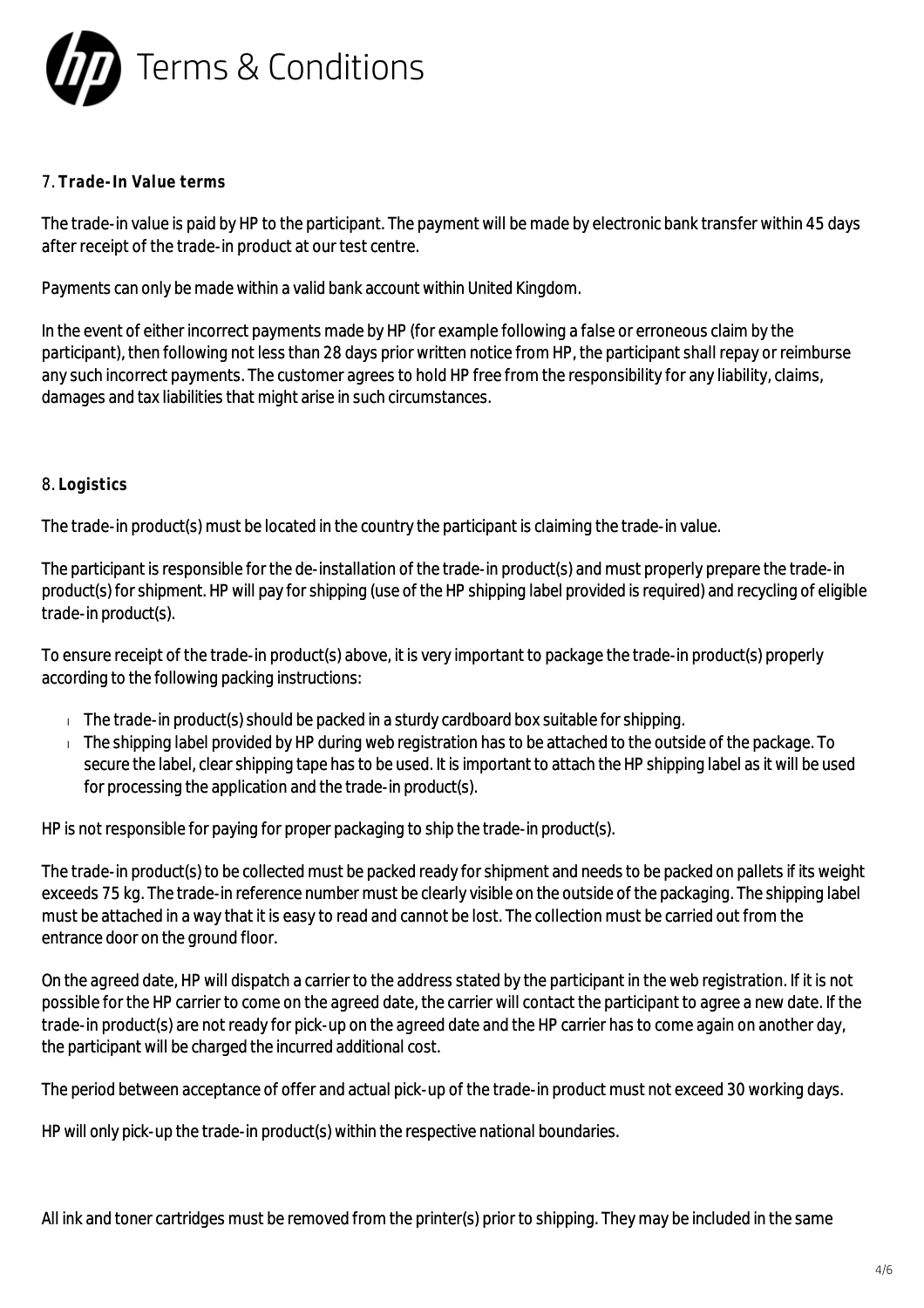# Terms & Conditions

7. **Trade-In Value terms**

The trade-in value is paid by HP to the participant. The payment will be made by electronic bank transfer within 45 days after receipt of the trade-in product at our test centre.

Payments can only be made within a valid bank account within United Kingdom.

In the event of either incorrect payments made by HP (for example following a false or erroneous claim by the participant), then following not less than 28 days prior written notice from HP, the participant shall repay or reimburse any such incorrect payments. The customer agrees to hold HP free from the responsibility for any liability, claims, damages and tax liabilities that might arise in such circumstances.

8. **Logistics**

The trade-in product(s) must be located in the country the participant is claiming the trade-in value.

The participant is responsible for the de-installation of the trade-in product(s) and must properly prepare the trade-in product(s) for shipment. HP will pay for shipping (use of the HP shipping label provided is required) and recycling of eligible trade-in product(s).

To ensure receipt of the trade-in product(s) above, it is very important to package the trade-in product(s) properly according to the following packing instructions:

- The trade-in product(s) should be packed in a sturdy cardboard box suitable for shipping.
- The shipping label provided by HP during web registration has to be attached to the outside of the package. To secure the label, clear shipping tape has to be used. It is important to attach the HP shipping label as it will be used for processing the application and the trade-in product(s).

HP is not responsible for paying for proper packaging to ship the trade-in product(s).

The trade-in product(s) to be collected must be packed ready for shipment and needs to be packed on pallets if its weight exceeds 75 kg. The trade-in reference number must be clearly visible on the outside of the packaging. The shipping label must be attached in a way that it is easy to read and cannot be lost. The collection must be carried out from the entrance door on the ground floor.

On the agreed date, HP will dispatch a carrier to the address stated by the participant in the web registration. If it is not possible for the HP carrier to come on the agreed date, the carrier will contact the participant to agree a new date. If the trade-in product(s) are not ready for pick-up on the agreed date and the HP carrier has to come again on another day, the participant will be charged the incurred additional cost.

The period between acceptance of offer and actual pick-up of the trade-in product must not exceed 30 working days.

HP will only pick-up the trade-in product(s) within the respective national boundaries.

All ink and toner cartridges must be removed from the printer(s) prior to shipping. They may be included in the same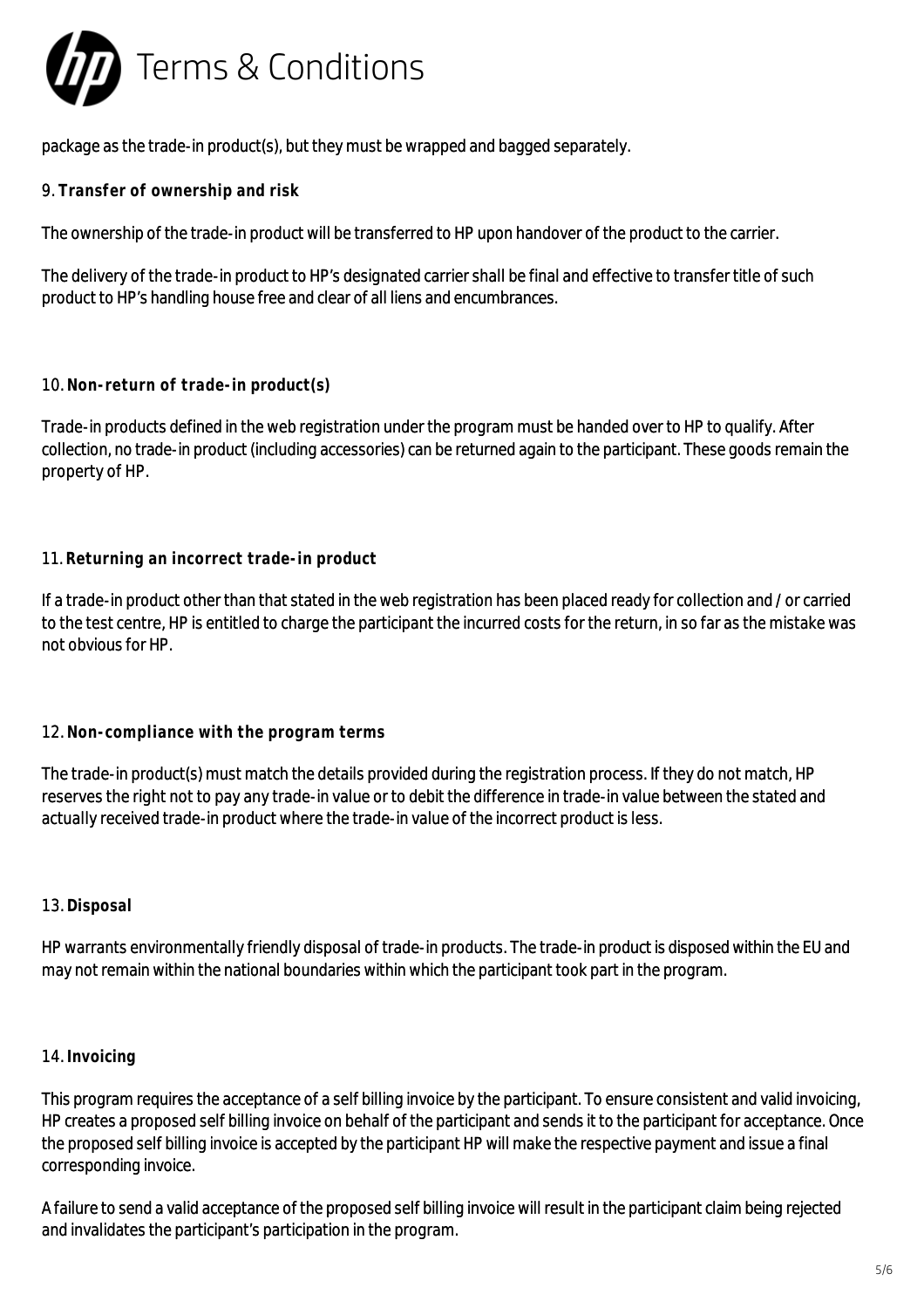package as the trade-in product(s), but they must be wrapped and bagged separately.

9. **Transfer of ownership and risk**

The ownership of the trade-in product will be transferred to HP upon handover of the product to the carrier.

The delivery of the trade-in product to HP's designated carrier shall be final and effective to transfer title of such product to HP's handling house free and clear of all liens and encumbrances.

10. **Non-return of trade-in product(s)**

Trade-in products defined in the web registration under the program must be handed over to HP to qualify. After collection, no trade-in product (including accessories) can be returned again to the participant. These goods remain the property of HP.

11. **Returning an incorrect trade-in product**

If a trade-in product other than that stated in the web registration has been placed ready for collection and / or carried to the test centre, HP is entitled to charge the participant the incurred costs for the return, in so far as the mistake was not obvious for HP.

12. **Non-compliance with the program terms**

The trade-in product(s) must match the details provided during the registration process. If they do not match, HP reserves the right not to pay any trade-in value or to debit the difference in trade-in value between the stated and actually received trade-in product where the trade-in value of the incorrect product is less.

13. **Disposal**

HP warrants environmentally friendly disposal of trade-in products. The trade-in product is disposed within the EU and may not remain within the national boundaries within which the participant took part in the program.

14. **Invoicing**

This program requires the acceptance of a self billing invoice by the participant. To ensure consistent and valid invoicing, HP creates a proposed self billing invoice on behalf of the participant and sends it to the participant for acceptance. Once the proposed self billing invoice is accepted by the participant HP will make the respective payment and issue a final corresponding invoice.

A failure to send a valid acceptance of the proposed self billing invoice will result in the participant claim being rejected and invalidates the participant's participation in the program.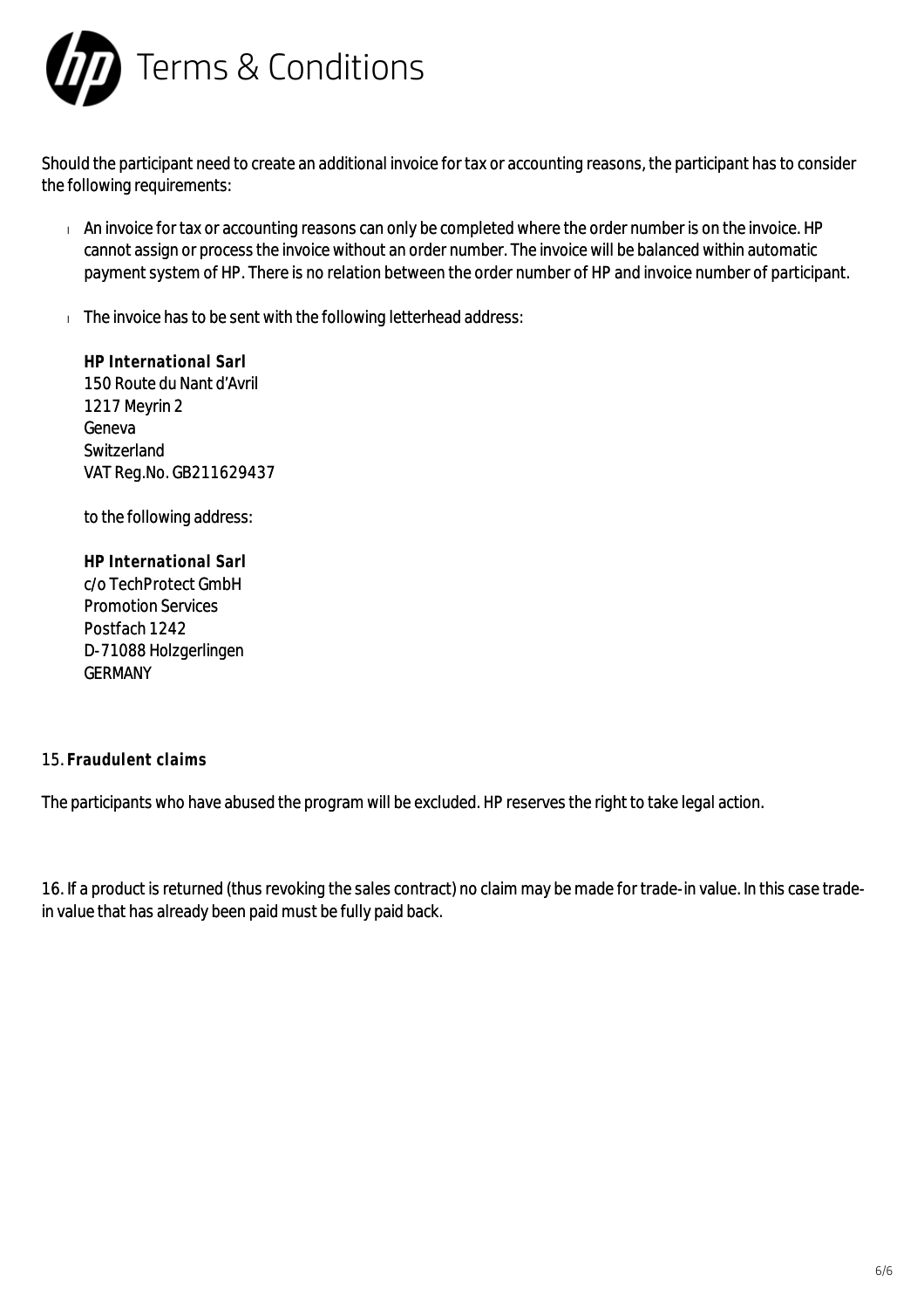Should the participant need to create an additional invoice for tax or accounting reasons, the participant has to consider the following requirements:

- An invoice for tax or accounting reasons can only be completed where the order number is on the invoice. HP cannot assign or process the invoice without an order number. The invoice will be balanced within automatic payment system of HP. There is no relation between the order number of HP and invoice number of participant.

- The invoice has to be sent with the following letterhead address:

  **HP International Sarl**
  150 Route du Nant d'Avril
  1217 Meyrin 2
  Geneva
  Switzerland
  VAT Reg.No. GB211629437

  to the following address:

  **HP International Sarl**
  c/o TechProtect GmbH
  Promotion Services
  Postfach 1242
  D-71088 Holzgerlingen
  GERMANY

15. **Fraudulent claims**

The participants who have abused the program will be excluded. HP reserves the right to take legal action.

16. If a product is returned (thus revoking the sales contract) no claim may be made for trade-in value. In this case trade-in value that has already been paid must be fully paid back.